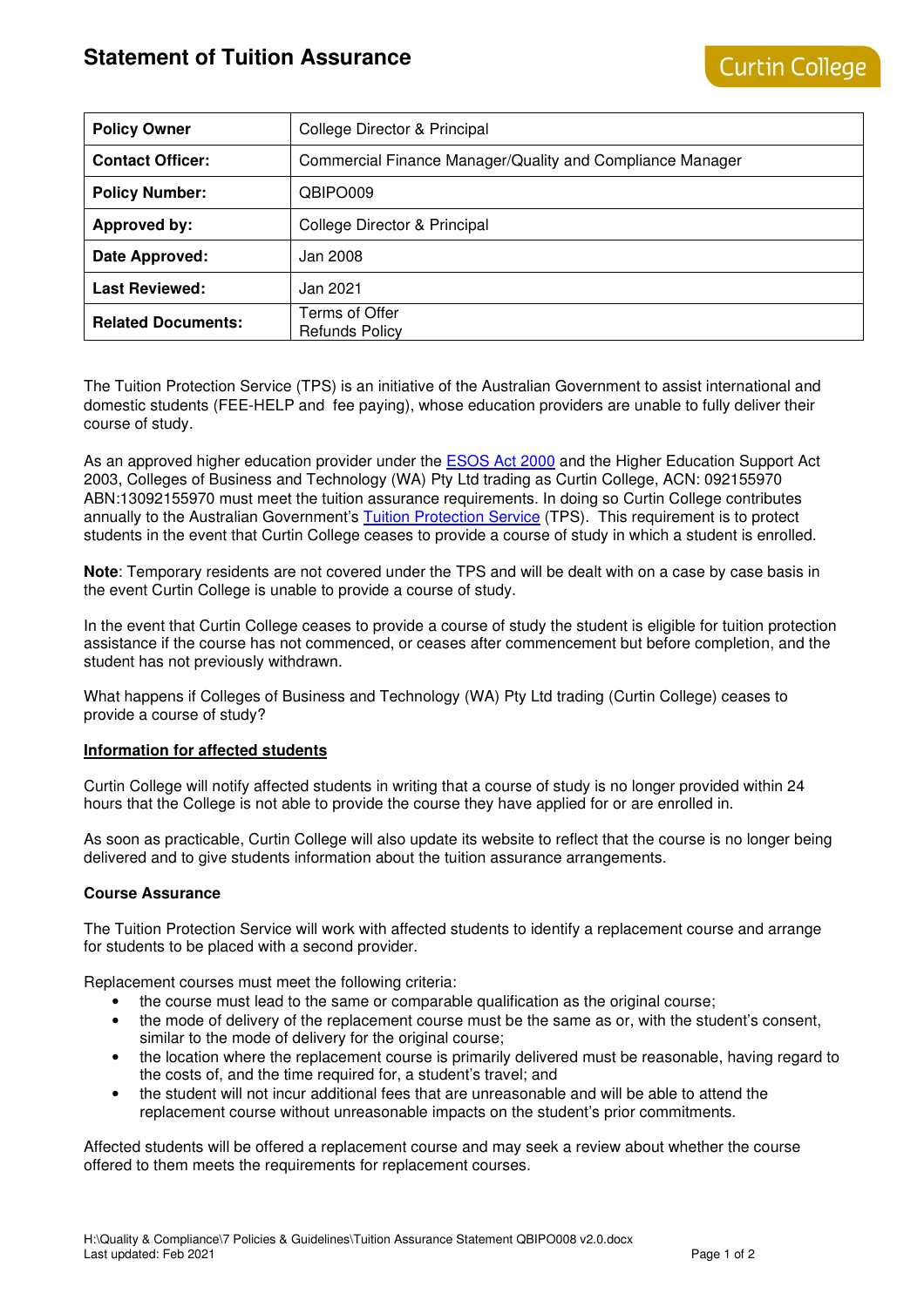# Statement of Tuition Assurance

Curtin College

| Policy Owner | College Director & Principal |
|---|---|
| **Contact Officer:** | Commercial Finance Manager/Quality and Compliance Manager |
| **Policy Number:** | QBIPO009 |
| **Approved by:** | College Director & Principal |
| **Date Approved:** | Jan 2008 |
| **Last Reviewed:** | Jan 2021 |
| **Related Documents:** | Terms of Offer<br>Refunds Policy |

The Tuition Protection Service (TPS) is an initiative of the Australian Government to assist international and domestic students (FEE-HELP and fee paying), whose education providers are unable to fully deliver their course of study.

As an approved higher education provider under the ESOS Act 2000 and the Higher Education Support Act 2003, Colleges of Business and Technology (WA) Pty Ltd trading as Curtin College, ACN: 092155970 ABN:13092155970 must meet the tuition assurance requirements. In doing so Curtin College contributes annually to the Australian Government's Tuition Protection Service (TPS). This requirement is to protect students in the event that Curtin College ceases to provide a course of study in which a student is enrolled.

**Note**: Temporary residents are not covered under the TPS and will be dealt with on a case by case basis in the event Curtin College is unable to provide a course of study.

In the event that Curtin College ceases to provide a course of study the student is eligible for tuition protection assistance if the course has not commenced, or ceases after commencement but before completion, and the student has not previously withdrawn.

What happens if Colleges of Business and Technology (WA) Pty Ltd trading (Curtin College) ceases to provide a course of study?

**Information for affected students**

Curtin College will notify affected students in writing that a course of study is no longer provided within 24 hours that the College is not able to provide the course they have applied for or are enrolled in.

As soon as practicable, Curtin College will also update its website to reflect that the course is no longer being delivered and to give students information about the tuition assurance arrangements.

**Course Assurance**

The Tuition Protection Service will work with affected students to identify a replacement course and arrange for students to be placed with a second provider.

Replacement courses must meet the following criteria:

- the course must lead to the same or comparable qualification as the original course;
- the mode of delivery of the replacement course must be the same as or, with the student's consent, similar to the mode of delivery for the original course;
- the location where the replacement course is primarily delivered must be reasonable, having regard to the costs of, and the time required for, a student's travel; and
- the student will not incur additional fees that are unreasonable and will be able to attend the replacement course without unreasonable impacts on the student's prior commitments.

Affected students will be offered a replacement course and may seek a review about whether the course offered to them meets the requirements for replacement courses.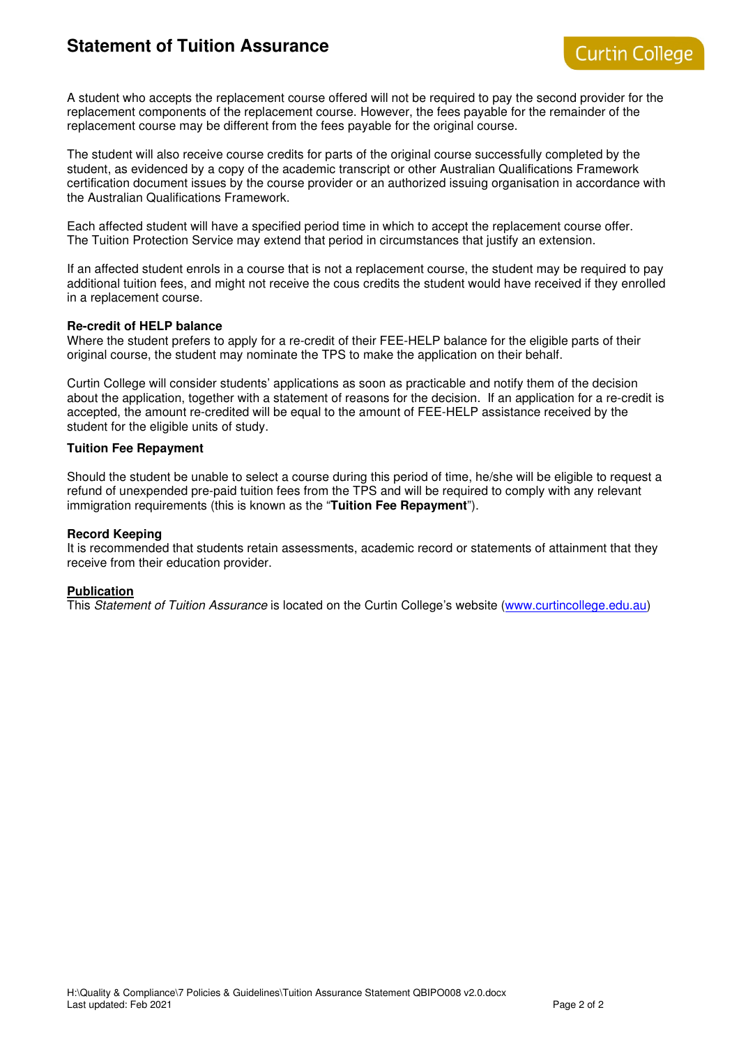A student who accepts the replacement course offered will not be required to pay the second provider for the replacement components of the replacement course. However, the fees payable for the remainder of the replacement course may be different from the fees payable for the original course.

The student will also receive course credits for parts of the original course successfully completed by the student, as evidenced by a copy of the academic transcript or other Australian Qualifications Framework certification document issues by the course provider or an authorized issuing organisation in accordance with the Australian Qualifications Framework.

Each affected student will have a specified period time in which to accept the replacement course offer. The Tuition Protection Service may extend that period in circumstances that justify an extension.

If an affected student enrols in a course that is not a replacement course, the student may be required to pay additional tuition fees, and might not receive the cous credits the student would have received if they enrolled in a replacement course.

**Re-credit of HELP balance**

Where the student prefers to apply for a re-credit of their FEE-HELP balance for the eligible parts of their original course, the student may nominate the TPS to make the application on their behalf.

Curtin College will consider students' applications as soon as practicable and notify them of the decision about the application, together with a statement of reasons for the decision. If an application for a re-credit is accepted, the amount re-credited will be equal to the amount of FEE-HELP assistance received by the student for the eligible units of study.

**Tuition Fee Repayment**

Should the student be unable to select a course during this period of time, he/she will be eligible to request a refund of unexpended pre-paid tuition fees from the TPS and will be required to comply with any relevant immigration requirements (this is known as the "**Tuition Fee Repayment**").

**Record Keeping**

It is recommended that students retain assessments, academic record or statements of attainment that they receive from their education provider.

**Publication**

This *Statement of Tuition Assurance* is located on the Curtin College's website (www.curtincollege.edu.au)